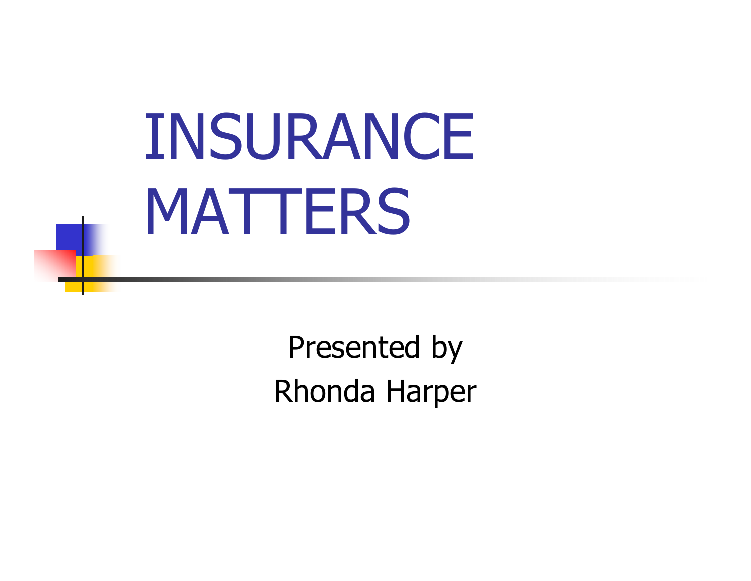# INSURANCE MATTERS

Presented by

Rhonda Harper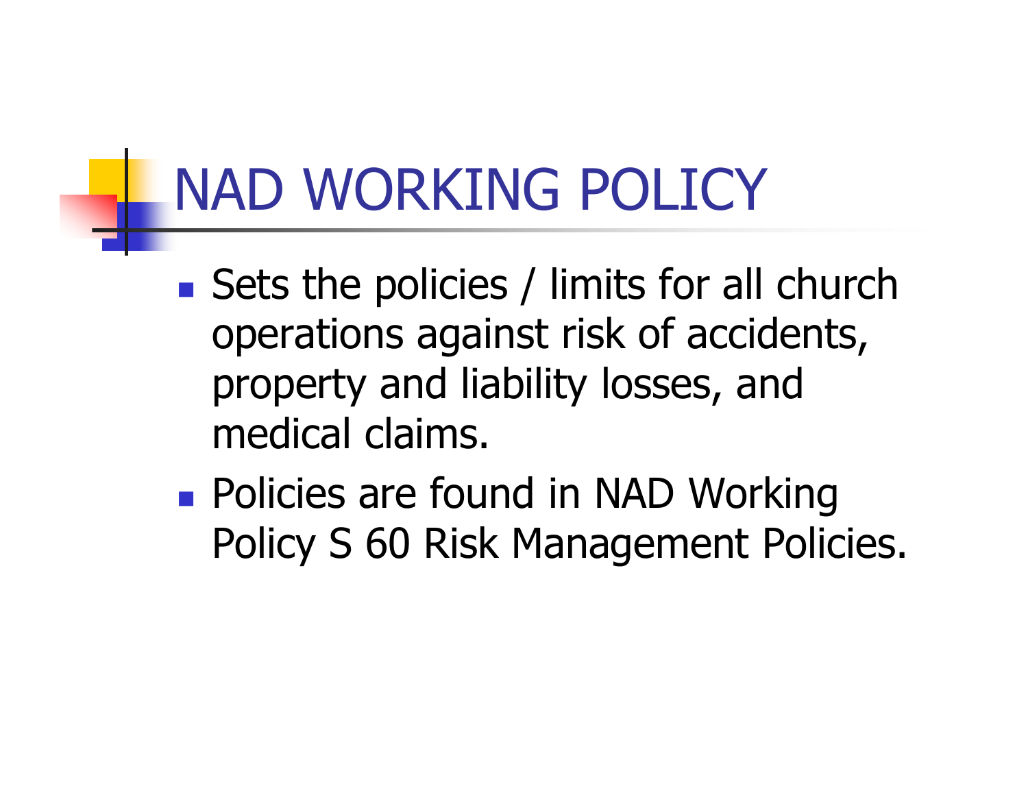# NAD WORKING POLICY

- Sets the policies / limits for all church operations against risk of accidents, property and liability losses, and medical claims.
- Policies are found in NAD Working Policy S 60 Risk Management Policies.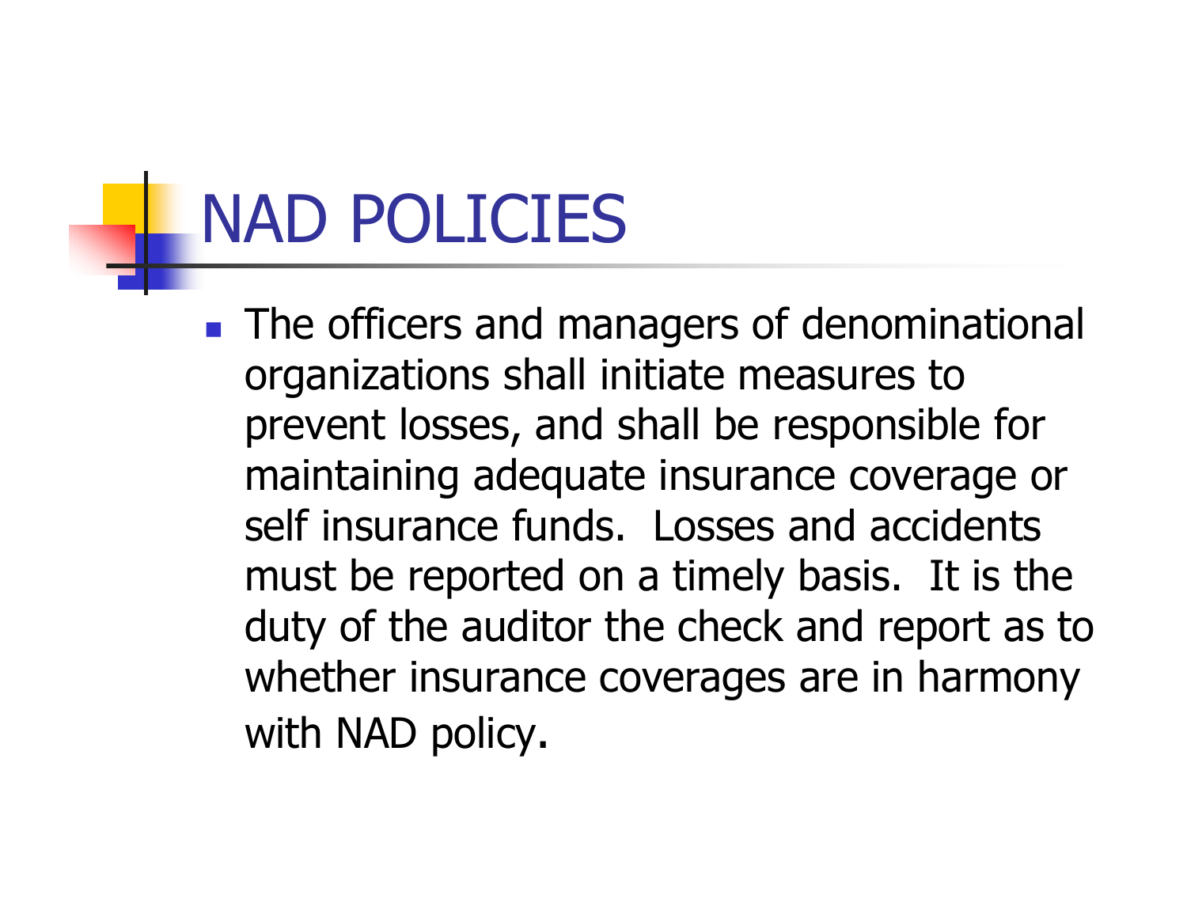# NAD POLICIES

- The officers and managers of denominational organizations shall initiate measures to prevent losses, and shall be responsible for maintaining adequate insurance coverage or self insurance funds. Losses and accidents must be reported on a timely basis. It is the duty of the auditor the check and report as to whether insurance coverages are in harmony with NAD policy.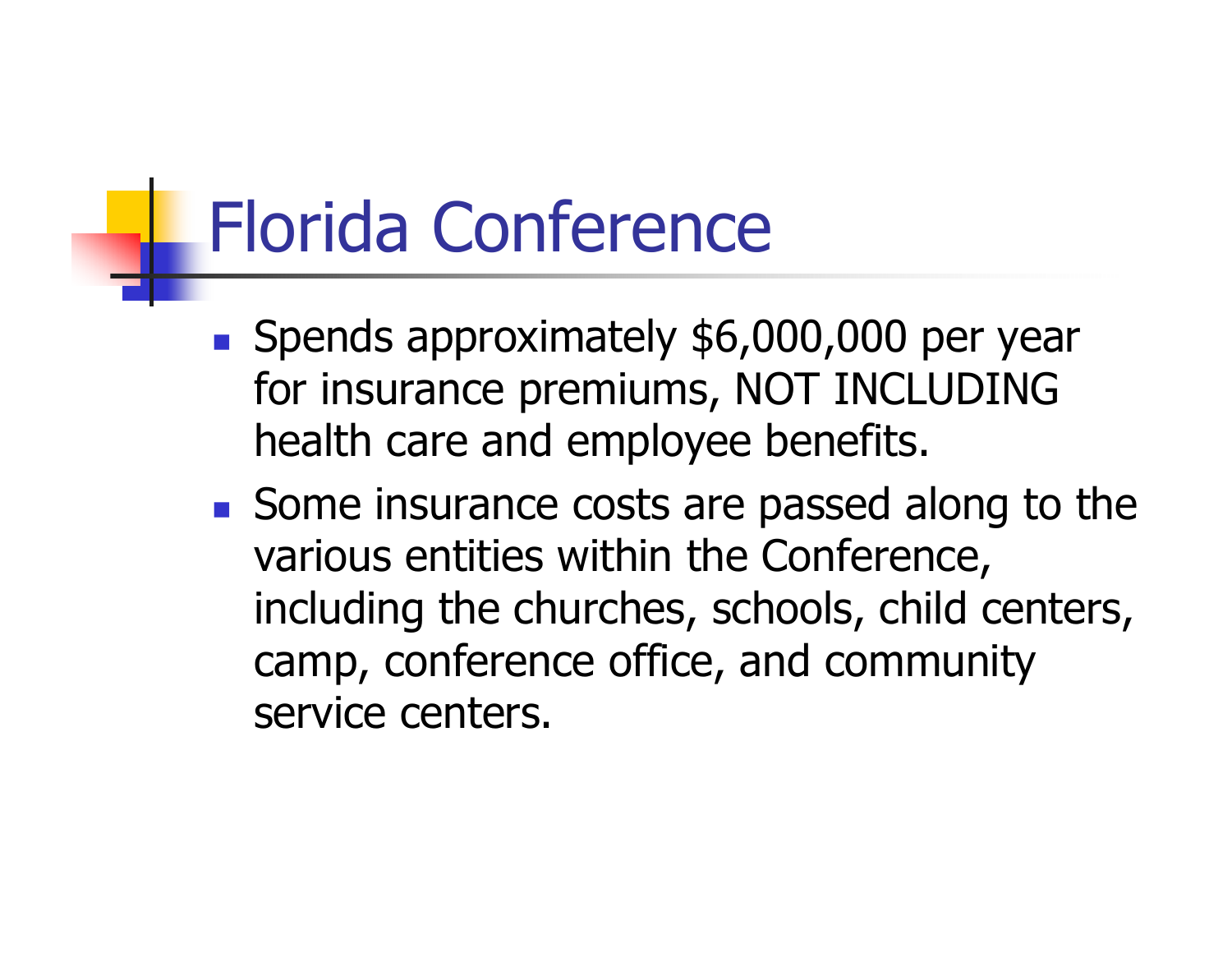# Florida Conference

- Spends approximately $6,000,000 per year for insurance premiums, NOT INCLUDING health care and employee benefits.
- Some insurance costs are passed along to the various entities within the Conference, including the churches, schools, child centers, camp, conference office, and community service centers.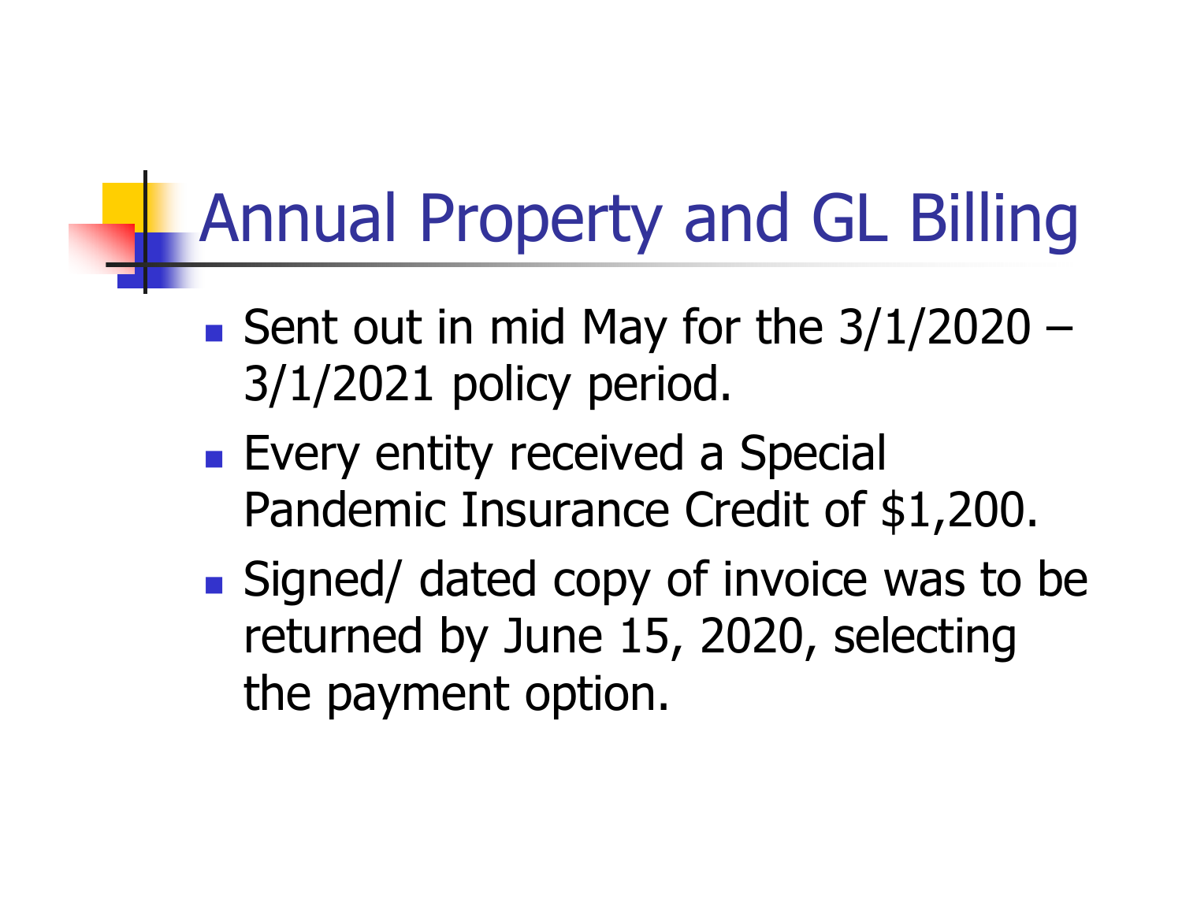# Annual Property and GL Billing

- Sent out in mid May for the 3/1/2020 – 3/1/2021 policy period.
- Every entity received a Special Pandemic Insurance Credit of $1,200.
- Signed/ dated copy of invoice was to be returned by June 15, 2020, selecting the payment option.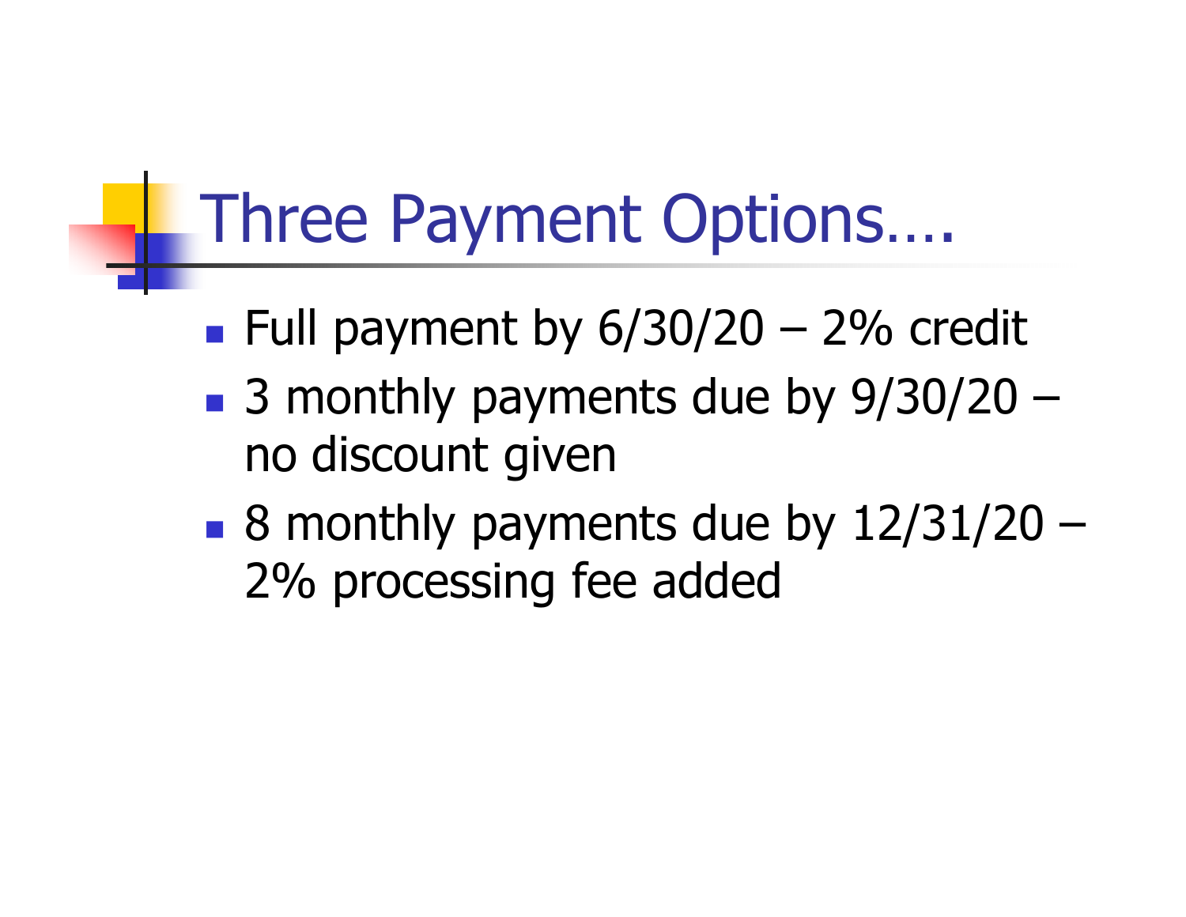# Three Payment Options….

- Full payment by 6/30/20 – 2% credit
- 3 monthly payments due by 9/30/20 – no discount given
- 8 monthly payments due by 12/31/20 – 2% processing fee added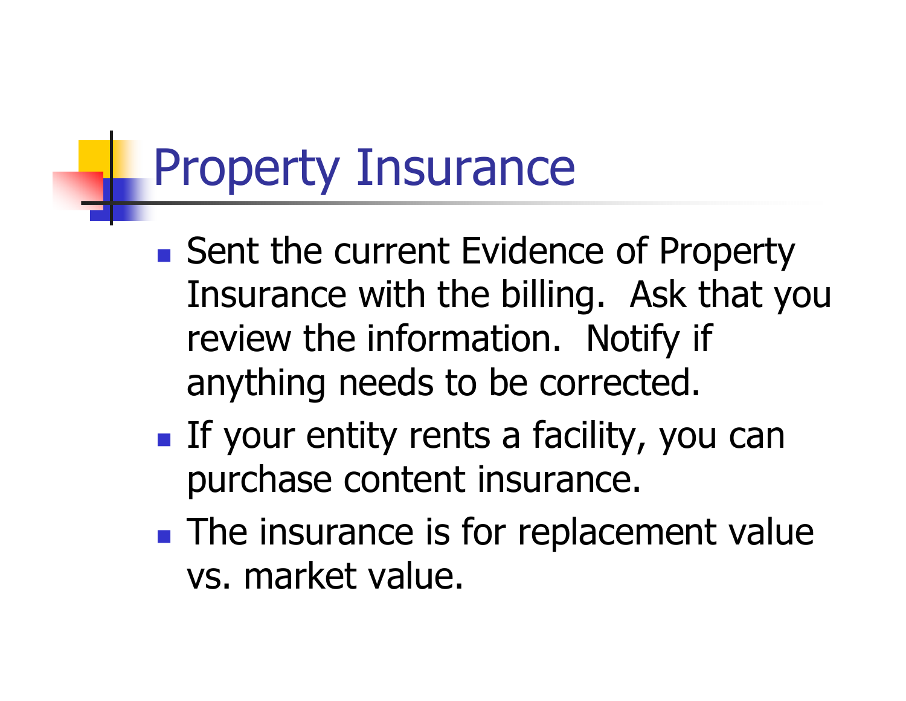# Property Insurance

- Sent the current Evidence of Property Insurance with the billing. Ask that you review the information. Notify if anything needs to be corrected.
- If your entity rents a facility, you can purchase content insurance.
- The insurance is for replacement value vs. market value.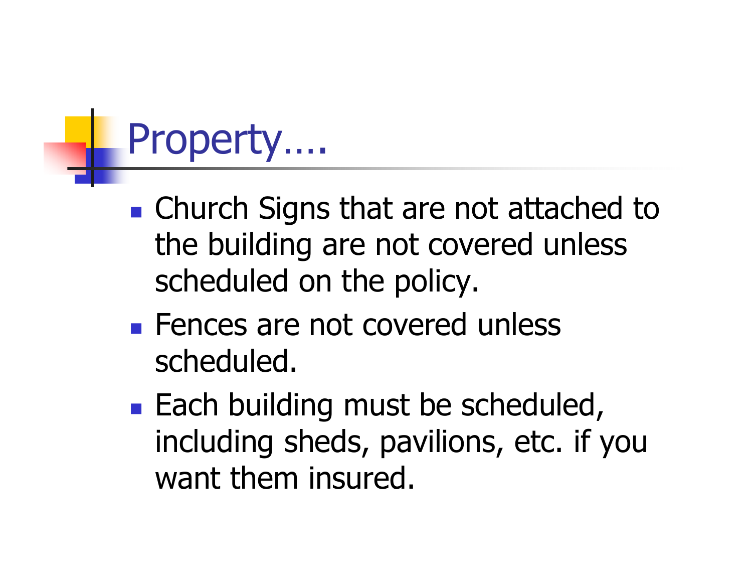# Property….

- Church Signs that are not attached to the building are not covered unless scheduled on the policy.
- Fences are not covered unless scheduled.
- Each building must be scheduled, including sheds, pavilions, etc. if you want them insured.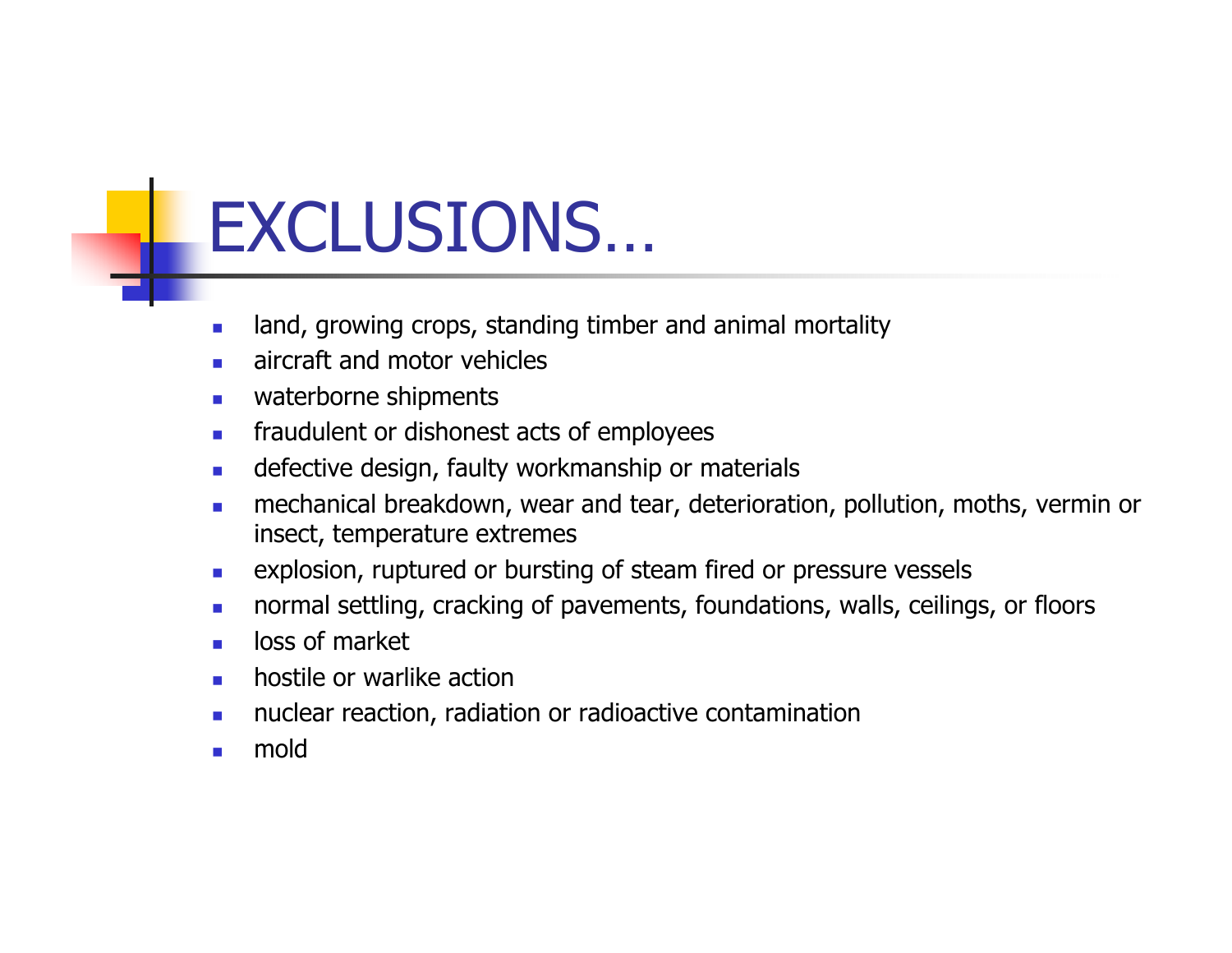# EXCLUSIONS…

- land, growing crops, standing timber and animal mortality
- aircraft and motor vehicles
- waterborne shipments
- fraudulent or dishonest acts of employees
- defective design, faulty workmanship or materials
- mechanical breakdown, wear and tear, deterioration, pollution, moths, vermin or insect, temperature extremes
- explosion, ruptured or bursting of steam fired or pressure vessels
- normal settling, cracking of pavements, foundations, walls, ceilings, or floors
- loss of market
- hostile or warlike action
- nuclear reaction, radiation or radioactive contamination
- mold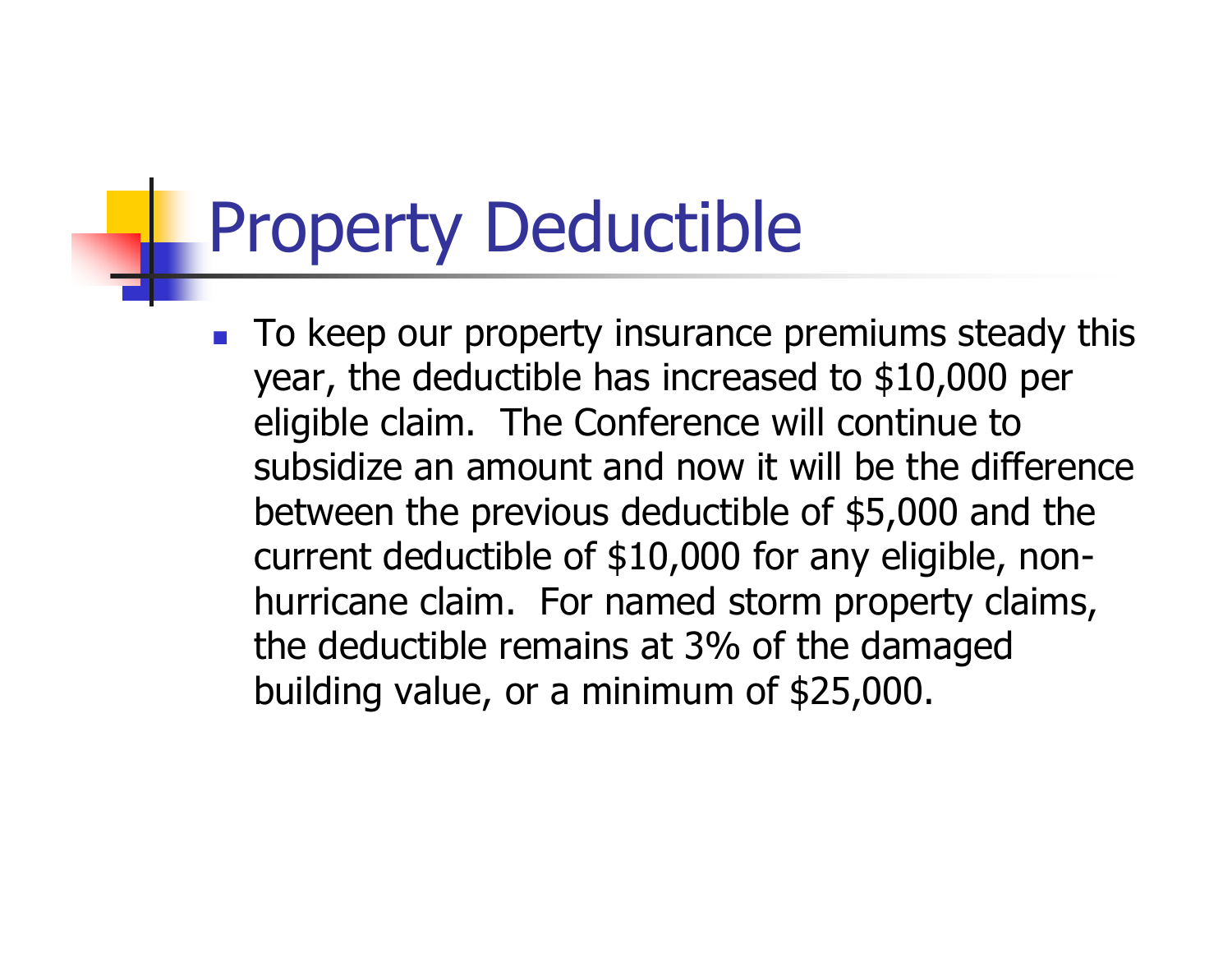# Property Deductible

- To keep our property insurance premiums steady this year, the deductible has increased to $10,000 per eligible claim. The Conference will continue to subsidize an amount and now it will be the difference between the previous deductible of $5,000 and the current deductible of $10,000 for any eligible, non-hurricane claim. For named storm property claims, the deductible remains at 3% of the damaged building value, or a minimum of $25,000.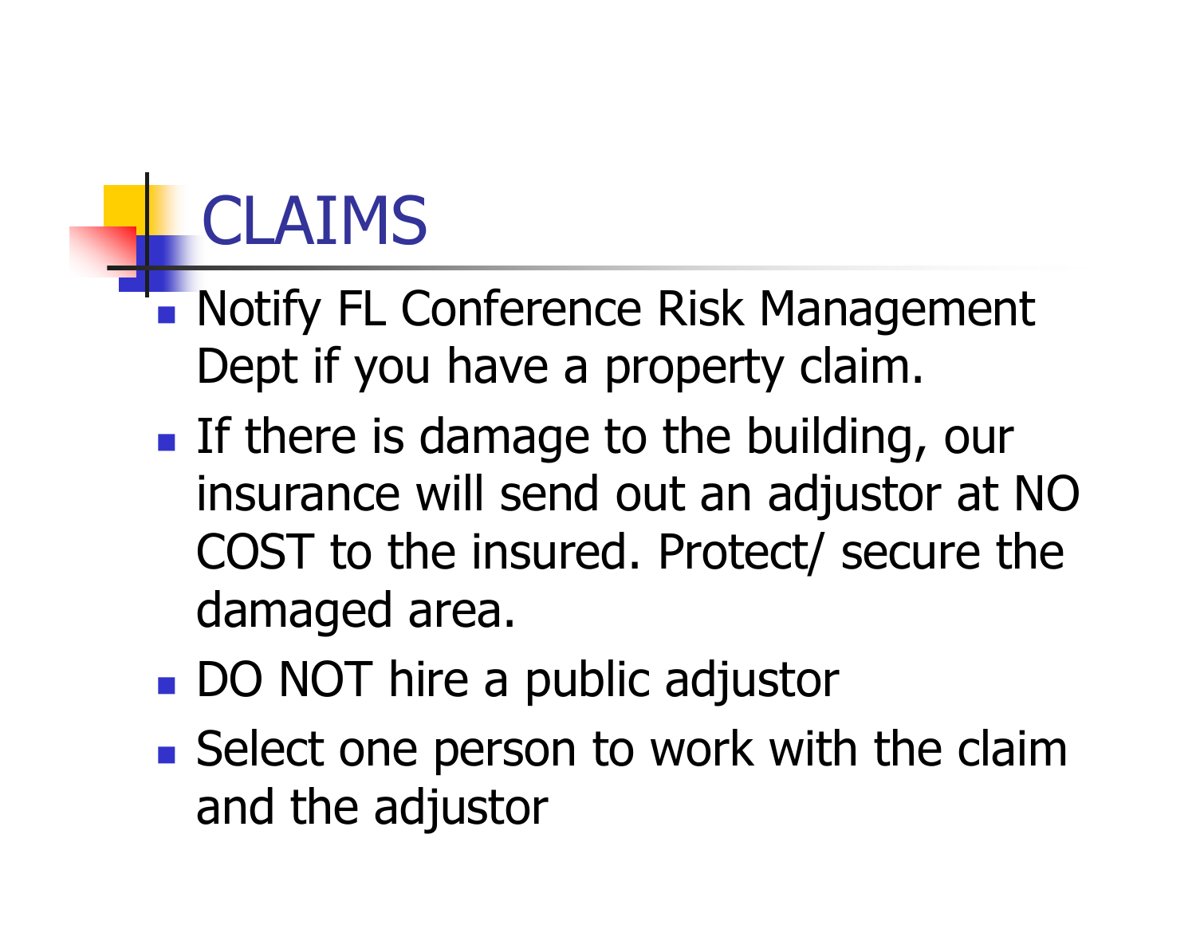# CLAIMS

- Notify FL Conference Risk Management Dept if you have a property claim.
- If there is damage to the building, our insurance will send out an adjustor at NO COST to the insured. Protect/ secure the damaged area.
- DO NOT hire a public adjustor
- Select one person to work with the claim and the adjustor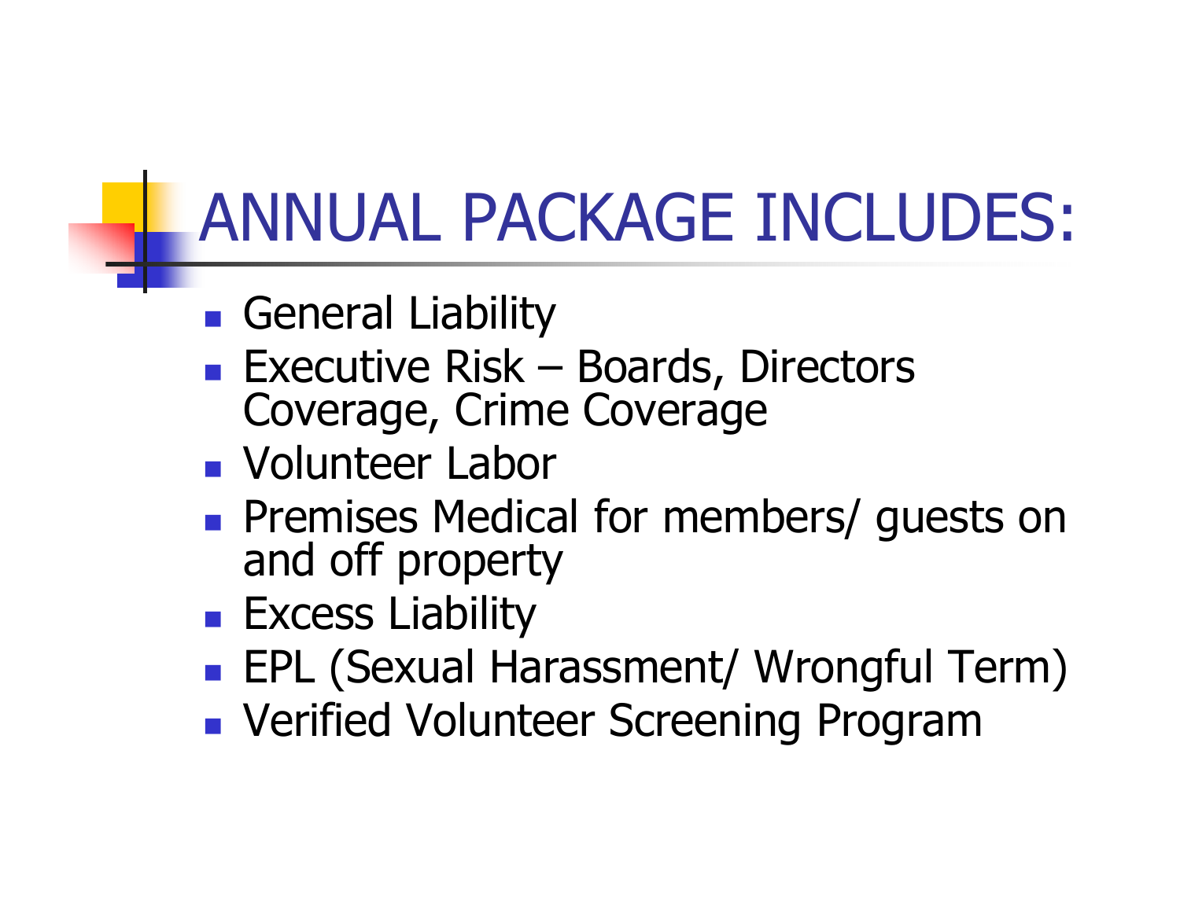# ANNUAL PACKAGE INCLUDES:

- General Liability
- Executive Risk – Boards, Directors Coverage, Crime Coverage
- Volunteer Labor
- Premises Medical for members/ guests on and off property
- Excess Liability
- EPL (Sexual Harassment/ Wrongful Term)
- Verified Volunteer Screening Program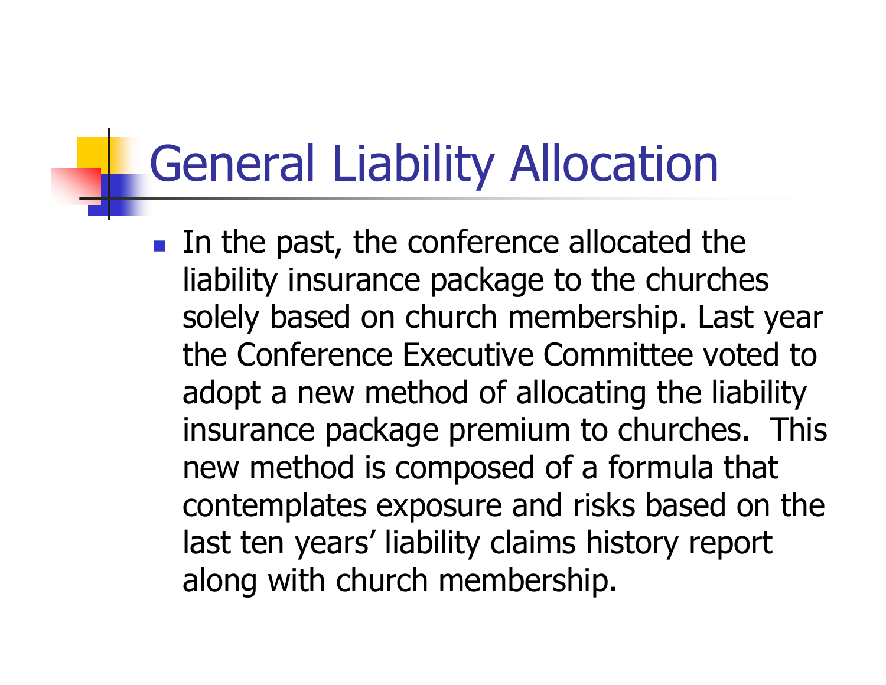# General Liability Allocation

- In the past, the conference allocated the liability insurance package to the churches solely based on church membership. Last year the Conference Executive Committee voted to adopt a new method of allocating the liability insurance package premium to churches. This new method is composed of a formula that contemplates exposure and risks based on the last ten years' liability claims history report along with church membership.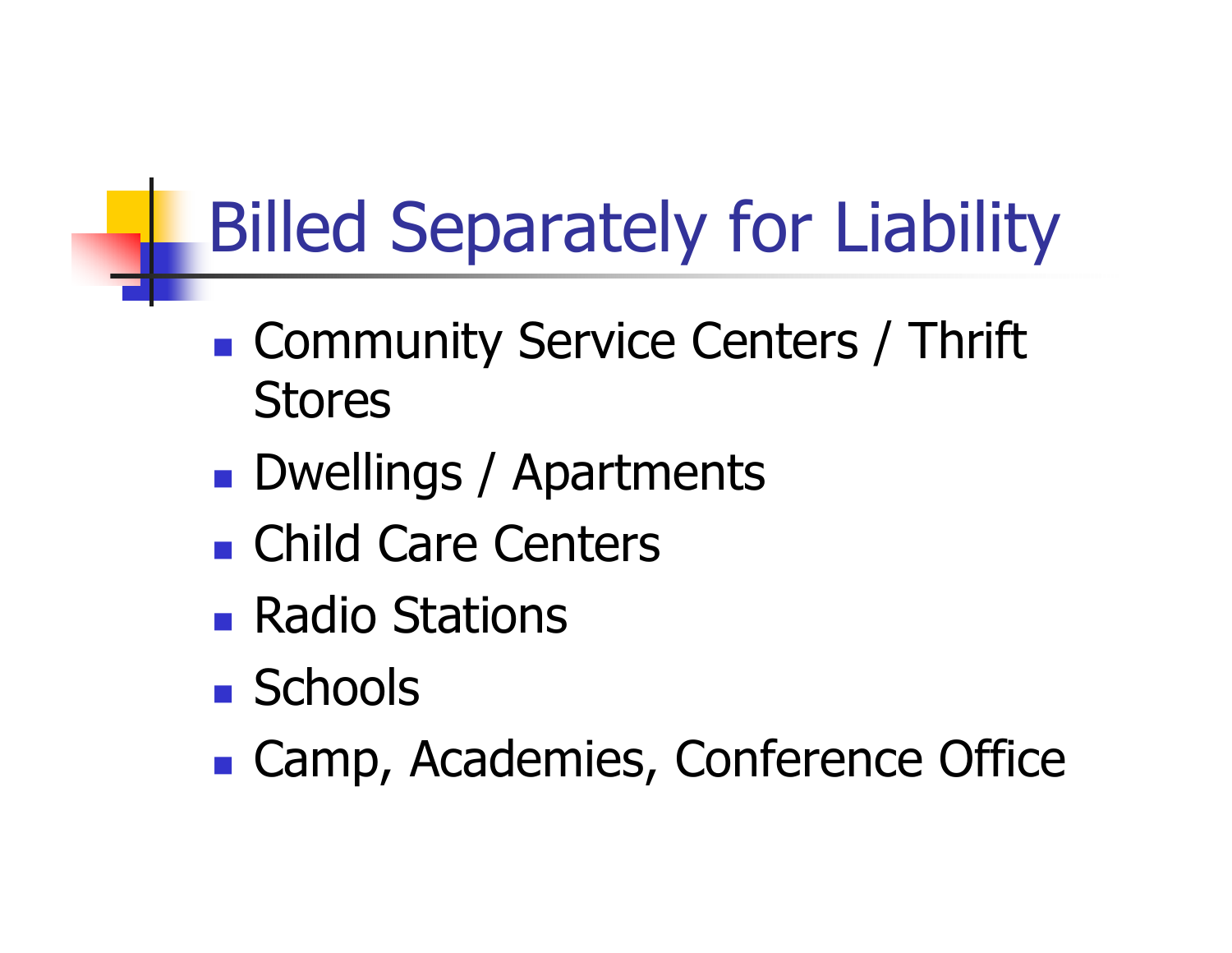# Billed Separately for Liability

- Community Service Centers / Thrift Stores
- Dwellings / Apartments
- Child Care Centers
- Radio Stations
- Schools
- Camp, Academies, Conference Office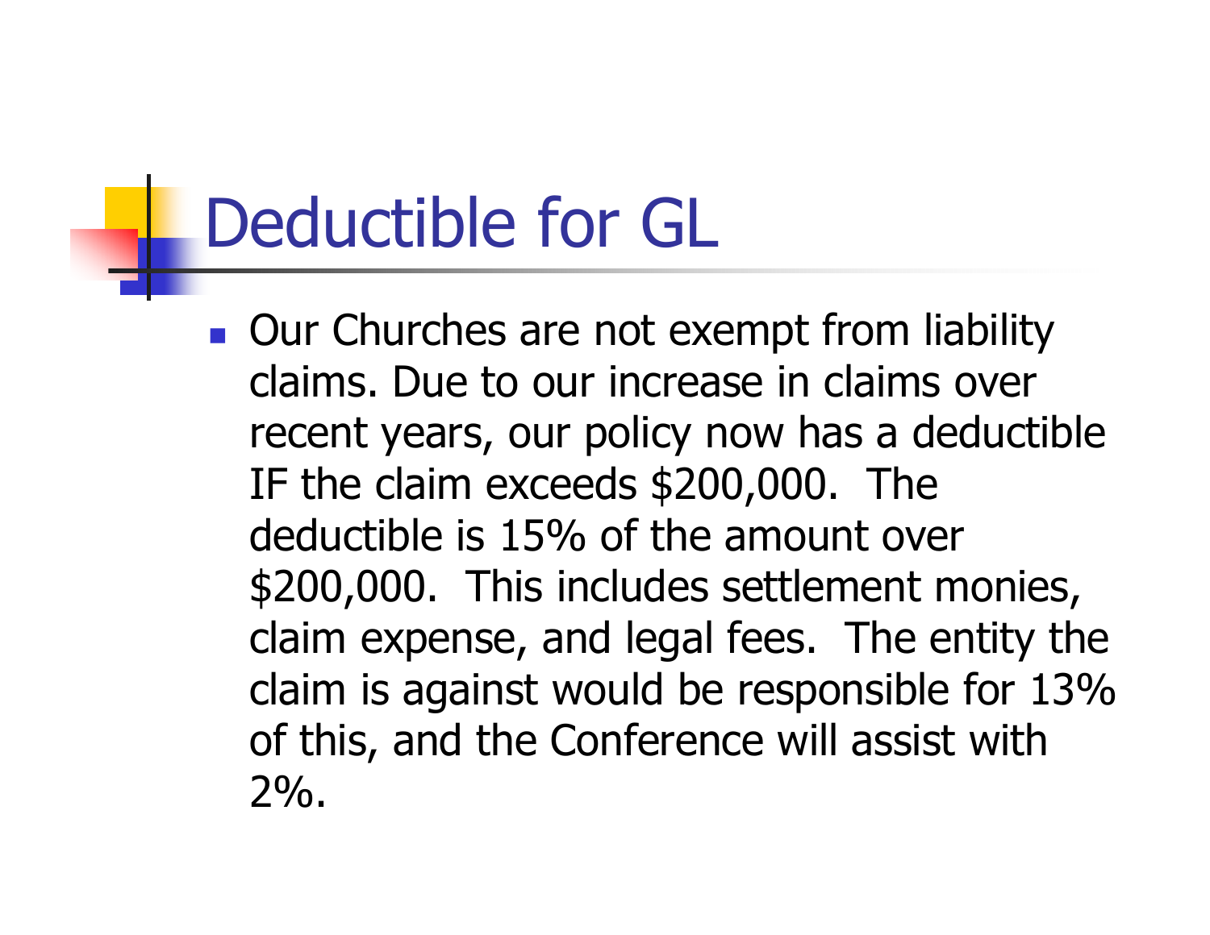# Deductible for GL

- Our Churches are not exempt from liability claims. Due to our increase in claims over recent years, our policy now has a deductible IF the claim exceeds $200,000. The deductible is 15% of the amount over $200,000. This includes settlement monies, claim expense, and legal fees. The entity the claim is against would be responsible for 13% of this, and the Conference will assist with 2%.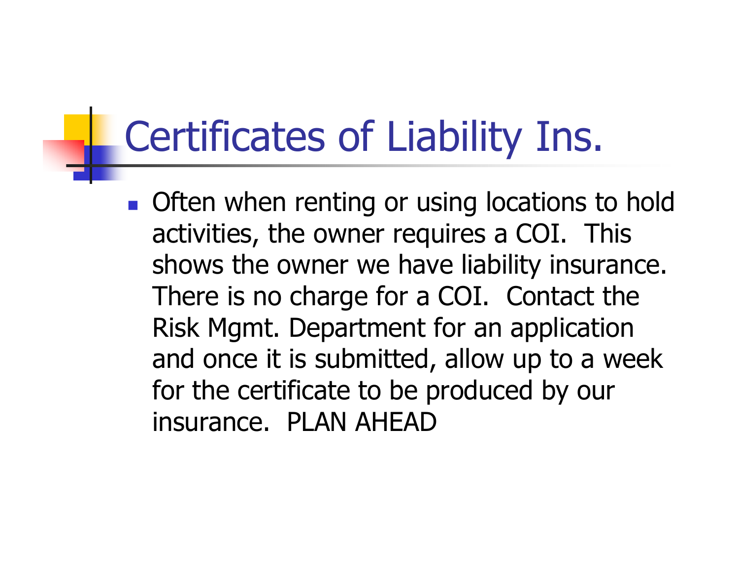# Certificates of Liability Ins.

- Often when renting or using locations to hold activities, the owner requires a COI. This shows the owner we have liability insurance. There is no charge for a COI. Contact the Risk Mgmt. Department for an application and once it is submitted, allow up to a week for the certificate to be produced by our insurance. PLAN AHEAD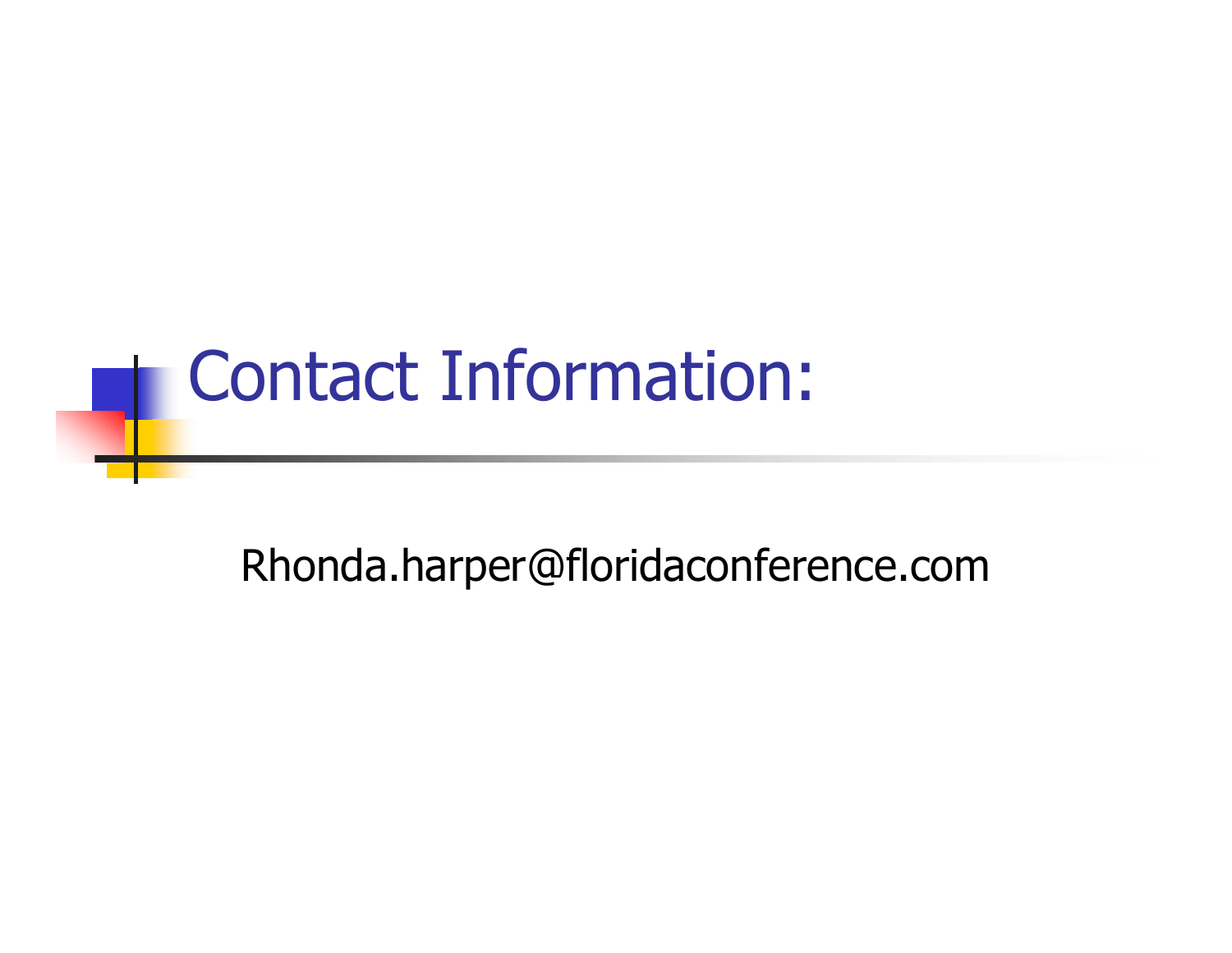# Contact Information:

Rhonda.harper@floridaconference.com